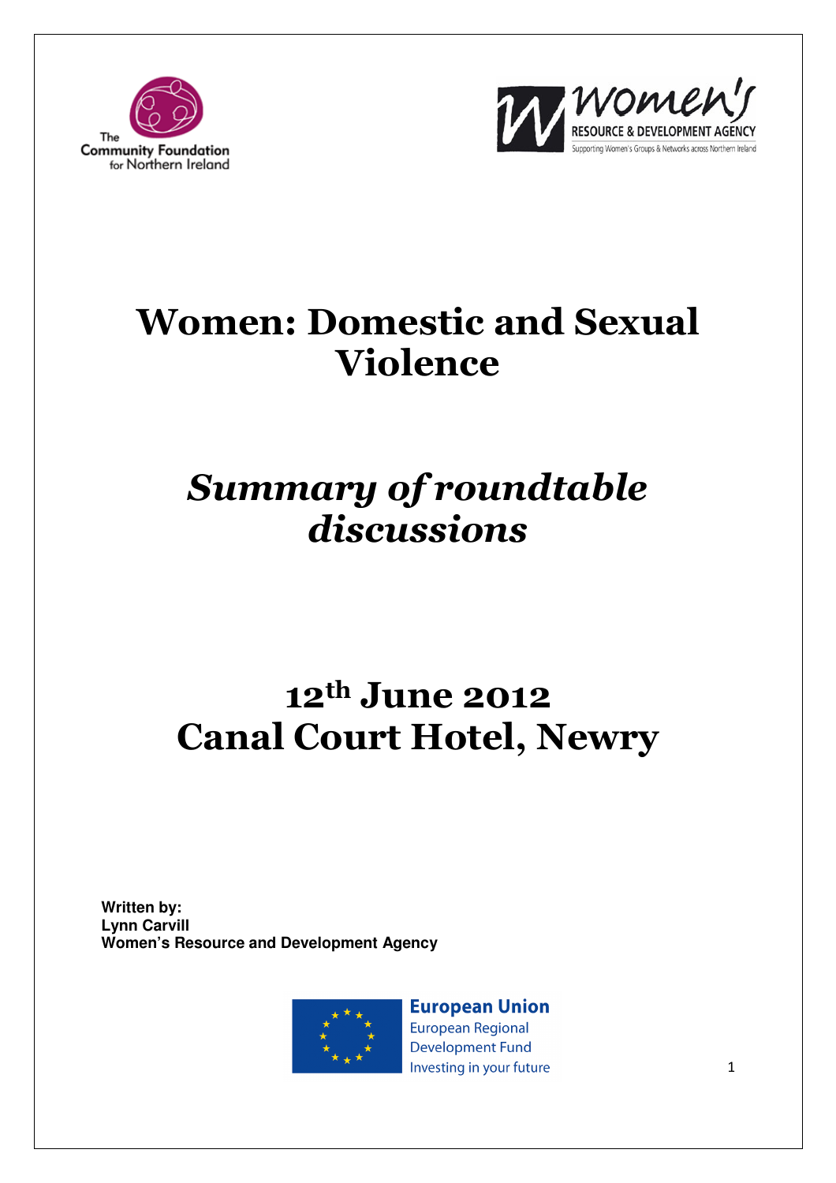The Community Foundation for Northern Ireland

Women's Resource & Development Agency
Supporting Women's Groups & Networks across Northern Ireland

# Women: Domestic and Sexual Violence

## *Summary of roundtable discussions*

## 12th June 2012
## Canal Court Hotel, Newry

**Written by:**
**Lynn Carvill**
**Women's Resource and Development Agency**

European Union
European Regional Development Fund
Investing in your future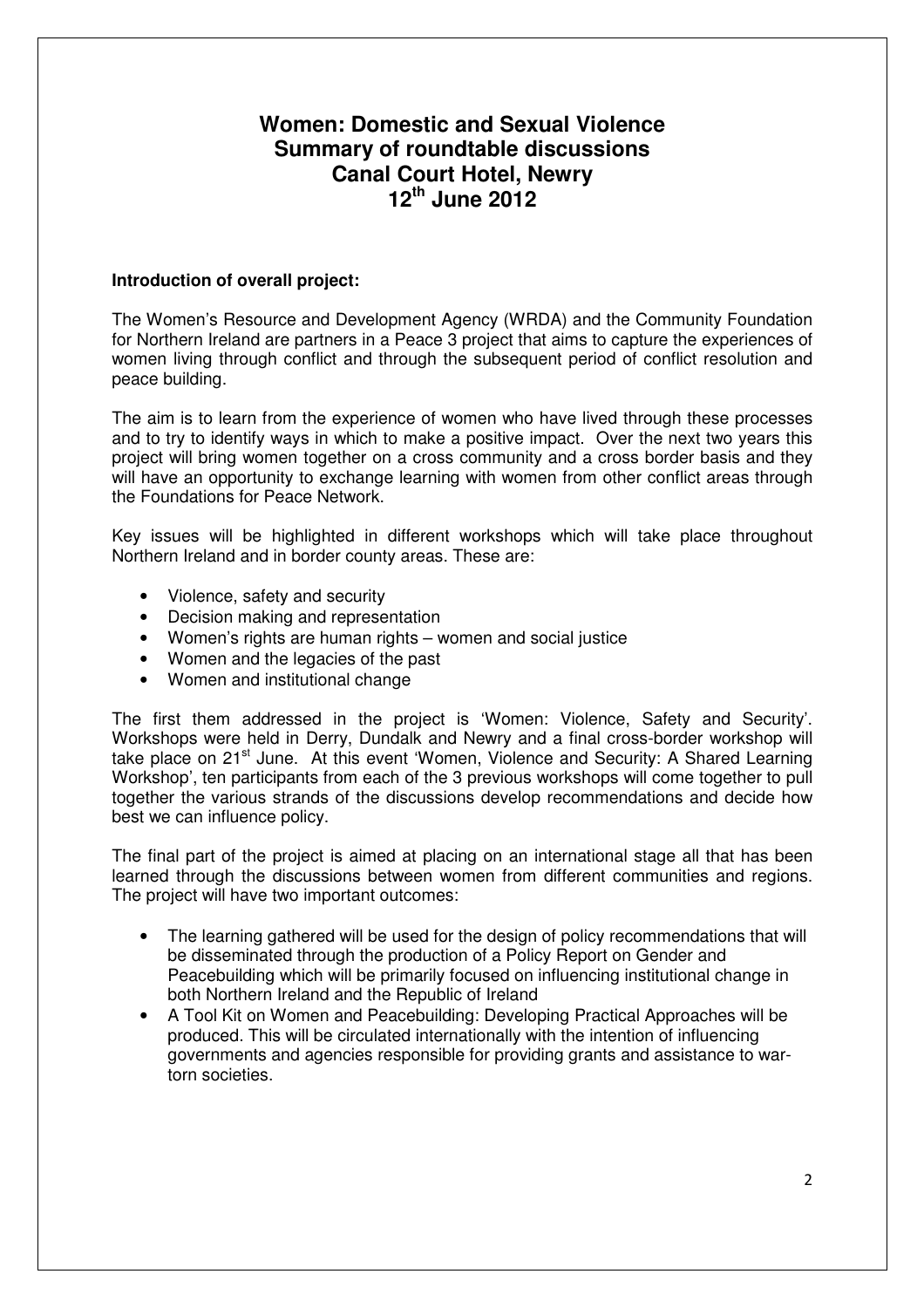# Women: Domestic and Sexual Violence
# Summary of roundtable discussions
# Canal Court Hotel, Newry
# 12th June 2012

**Introduction of overall project:**

The Women's Resource and Development Agency (WRDA) and the Community Foundation for Northern Ireland are partners in a Peace 3 project that aims to capture the experiences of women living through conflict and through the subsequent period of conflict resolution and peace building.

The aim is to learn from the experience of women who have lived through these processes and to try to identify ways in which to make a positive impact. Over the next two years this project will bring women together on a cross community and a cross border basis and they will have an opportunity to exchange learning with women from other conflict areas through the Foundations for Peace Network.

Key issues will be highlighted in different workshops which will take place throughout Northern Ireland and in border county areas. These are:

- Violence, safety and security
- Decision making and representation
- Women's rights are human rights – women and social justice
- Women and the legacies of the past
- Women and institutional change

The first them addressed in the project is 'Women: Violence, Safety and Security'. Workshops were held in Derry, Dundalk and Newry and a final cross-border workshop will take place on 21st June. At this event 'Women, Violence and Security: A Shared Learning Workshop', ten participants from each of the 3 previous workshops will come together to pull together the various strands of the discussions develop recommendations and decide how best we can influence policy.

The final part of the project is aimed at placing on an international stage all that has been learned through the discussions between women from different communities and regions. The project will have two important outcomes:

- The learning gathered will be used for the design of policy recommendations that will be disseminated through the production of a Policy Report on Gender and Peacebuilding which will be primarily focused on influencing institutional change in both Northern Ireland and the Republic of Ireland
- A Tool Kit on Women and Peacebuilding: Developing Practical Approaches will be produced. This will be circulated internationally with the intention of influencing governments and agencies responsible for providing grants and assistance to war-torn societies.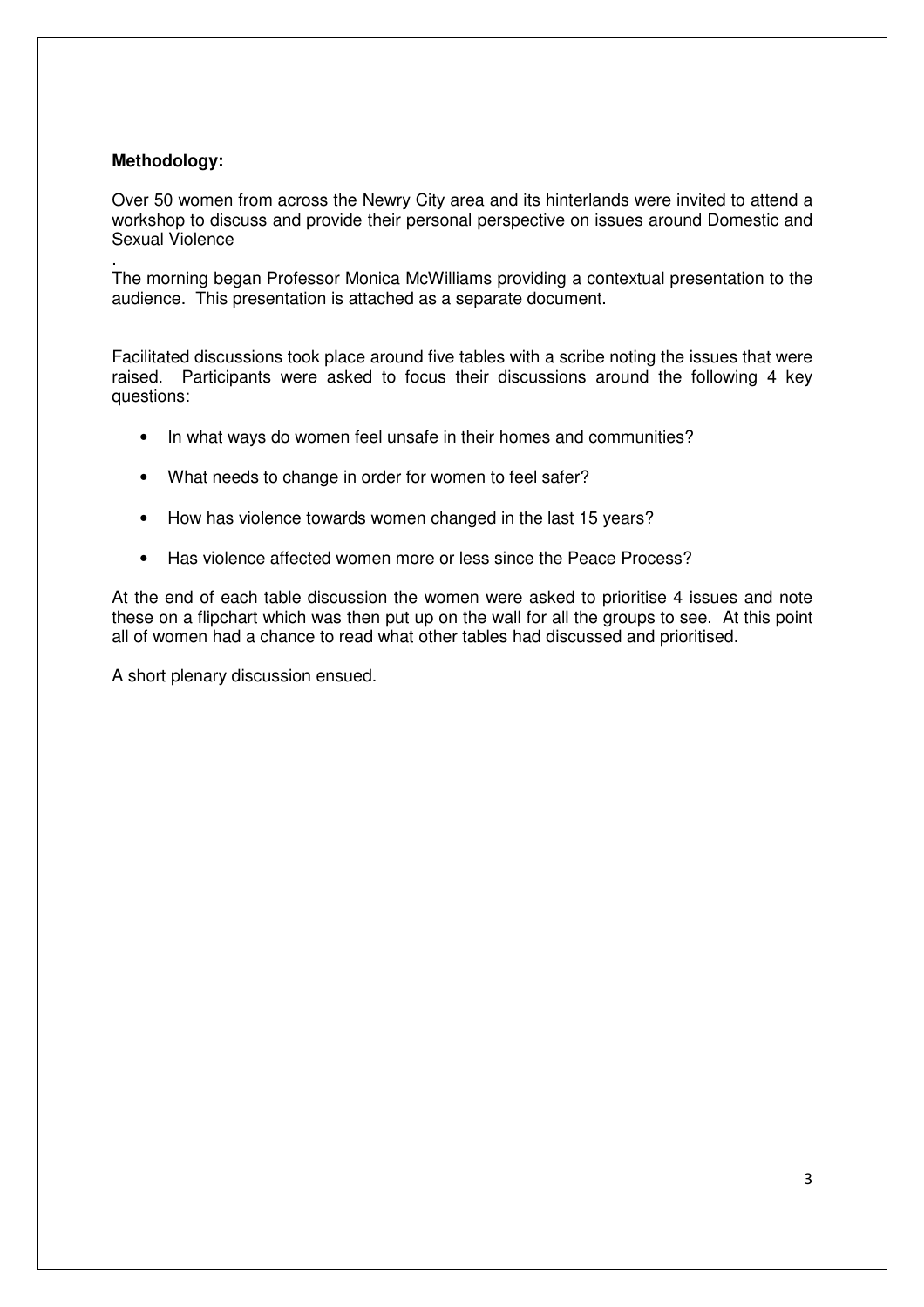**Methodology:**

Over 50 women from across the Newry City area and its hinterlands were invited to attend a workshop to discuss and provide their personal perspective on issues around Domestic and Sexual Violence

.

The morning began Professor Monica McWilliams providing a contextual presentation to the audience. This presentation is attached as a separate document.

Facilitated discussions took place around five tables with a scribe noting the issues that were raised. Participants were asked to focus their discussions around the following 4 key questions:

- In what ways do women feel unsafe in their homes and communities?
- What needs to change in order for women to feel safer?
- How has violence towards women changed in the last 15 years?
- Has violence affected women more or less since the Peace Process?

At the end of each table discussion the women were asked to prioritise 4 issues and note these on a flipchart which was then put up on the wall for all the groups to see. At this point all of women had a chance to read what other tables had discussed and prioritised.

A short plenary discussion ensued.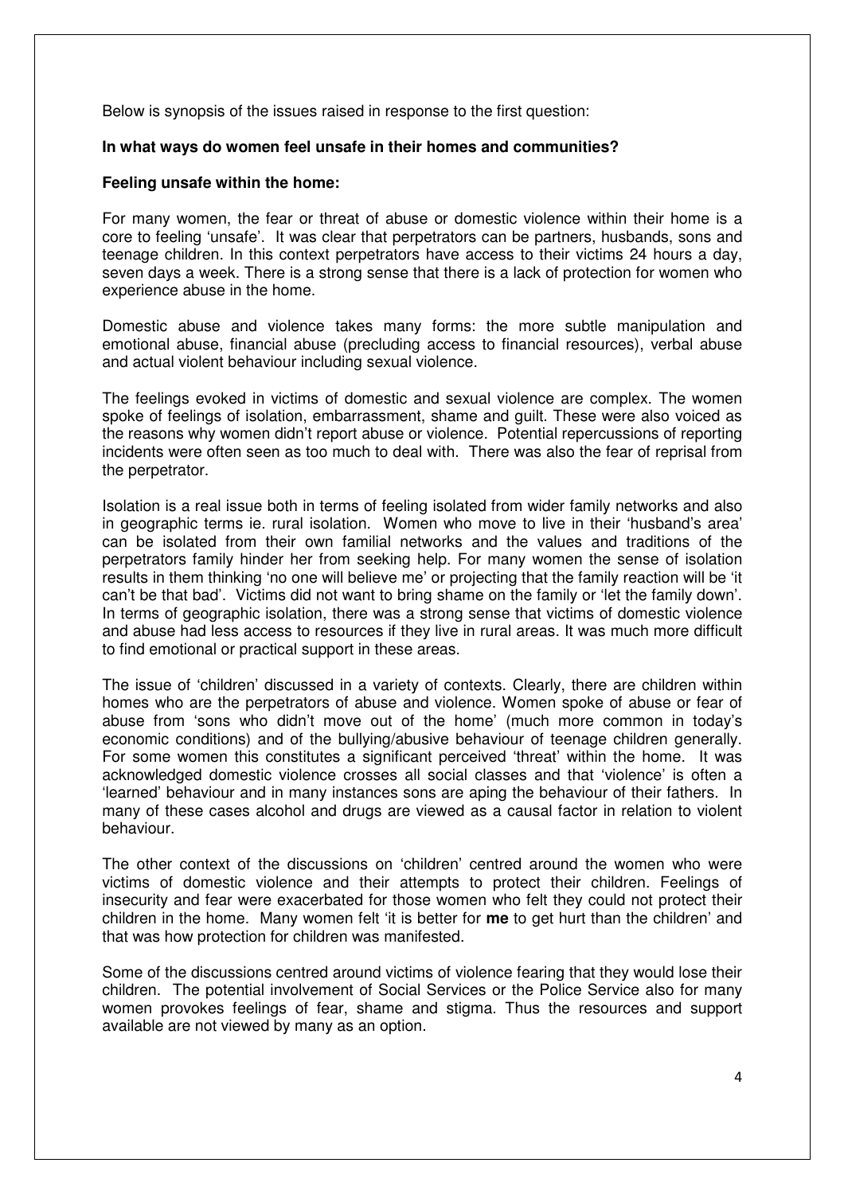Below is synopsis of the issues raised in response to the first question:

**In what ways do women feel unsafe in their homes and communities?**

**Feeling unsafe within the home:**

For many women, the fear or threat of abuse or domestic violence within their home is a core to feeling 'unsafe'. It was clear that perpetrators can be partners, husbands, sons and teenage children. In this context perpetrators have access to their victims 24 hours a day, seven days a week. There is a strong sense that there is a lack of protection for women who experience abuse in the home.

Domestic abuse and violence takes many forms: the more subtle manipulation and emotional abuse, financial abuse (precluding access to financial resources), verbal abuse and actual violent behaviour including sexual violence.

The feelings evoked in victims of domestic and sexual violence are complex. The women spoke of feelings of isolation, embarrassment, shame and guilt. These were also voiced as the reasons why women didn't report abuse or violence. Potential repercussions of reporting incidents were often seen as too much to deal with. There was also the fear of reprisal from the perpetrator.

Isolation is a real issue both in terms of feeling isolated from wider family networks and also in geographic terms ie. rural isolation. Women who move to live in their 'husband's area' can be isolated from their own familial networks and the values and traditions of the perpetrators family hinder her from seeking help. For many women the sense of isolation results in them thinking 'no one will believe me' or projecting that the family reaction will be 'it can't be that bad'. Victims did not want to bring shame on the family or 'let the family down'. In terms of geographic isolation, there was a strong sense that victims of domestic violence and abuse had less access to resources if they live in rural areas. It was much more difficult to find emotional or practical support in these areas.

The issue of 'children' discussed in a variety of contexts. Clearly, there are children within homes who are the perpetrators of abuse and violence. Women spoke of abuse or fear of abuse from 'sons who didn't move out of the home' (much more common in today's economic conditions) and of the bullying/abusive behaviour of teenage children generally. For some women this constitutes a significant perceived 'threat' within the home. It was acknowledged domestic violence crosses all social classes and that 'violence' is often a 'learned' behaviour and in many instances sons are aping the behaviour of their fathers. In many of these cases alcohol and drugs are viewed as a causal factor in relation to violent behaviour.

The other context of the discussions on 'children' centred around the women who were victims of domestic violence and their attempts to protect their children. Feelings of insecurity and fear were exacerbated for those women who felt they could not protect their children in the home. Many women felt 'it is better for **me** to get hurt than the children' and that was how protection for children was manifested.

Some of the discussions centred around victims of violence fearing that they would lose their children. The potential involvement of Social Services or the Police Service also for many women provokes feelings of fear, shame and stigma. Thus the resources and support available are not viewed by many as an option.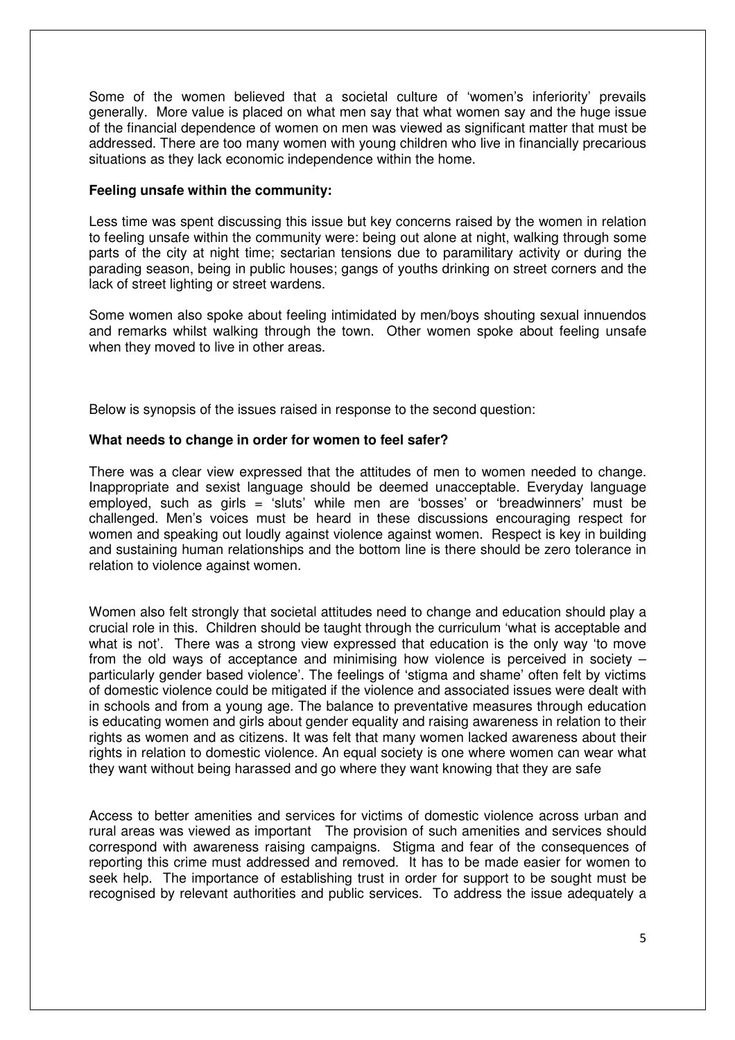Some of the women believed that a societal culture of 'women's inferiority' prevails generally. More value is placed on what men say that what women say and the huge issue of the financial dependence of women on men was viewed as significant matter that must be addressed. There are too many women with young children who live in financially precarious situations as they lack economic independence within the home.

**Feeling unsafe within the community:**

Less time was spent discussing this issue but key concerns raised by the women in relation to feeling unsafe within the community were: being out alone at night, walking through some parts of the city at night time; sectarian tensions due to paramilitary activity or during the parading season, being in public houses; gangs of youths drinking on street corners and the lack of street lighting or street wardens.

Some women also spoke about feeling intimidated by men/boys shouting sexual innuendos and remarks whilst walking through the town. Other women spoke about feeling unsafe when they moved to live in other areas.

Below is synopsis of the issues raised in response to the second question:

**What needs to change in order for women to feel safer?**

There was a clear view expressed that the attitudes of men to women needed to change. Inappropriate and sexist language should be deemed unacceptable. Everyday language employed, such as girls = 'sluts' while men are 'bosses' or 'breadwinners' must be challenged. Men's voices must be heard in these discussions encouraging respect for women and speaking out loudly against violence against women. Respect is key in building and sustaining human relationships and the bottom line is there should be zero tolerance in relation to violence against women.

Women also felt strongly that societal attitudes need to change and education should play a crucial role in this. Children should be taught through the curriculum 'what is acceptable and what is not'. There was a strong view expressed that education is the only way 'to move from the old ways of acceptance and minimising how violence is perceived in society – particularly gender based violence'. The feelings of 'stigma and shame' often felt by victims of domestic violence could be mitigated if the violence and associated issues were dealt with in schools and from a young age. The balance to preventative measures through education is educating women and girls about gender equality and raising awareness in relation to their rights as women and as citizens. It was felt that many women lacked awareness about their rights in relation to domestic violence. An equal society is one where women can wear what they want without being harassed and go where they want knowing that they are safe

Access to better amenities and services for victims of domestic violence across urban and rural areas was viewed as important The provision of such amenities and services should correspond with awareness raising campaigns. Stigma and fear of the consequences of reporting this crime must addressed and removed. It has to be made easier for women to seek help. The importance of establishing trust in order for support to be sought must be recognised by relevant authorities and public services. To address the issue adequately a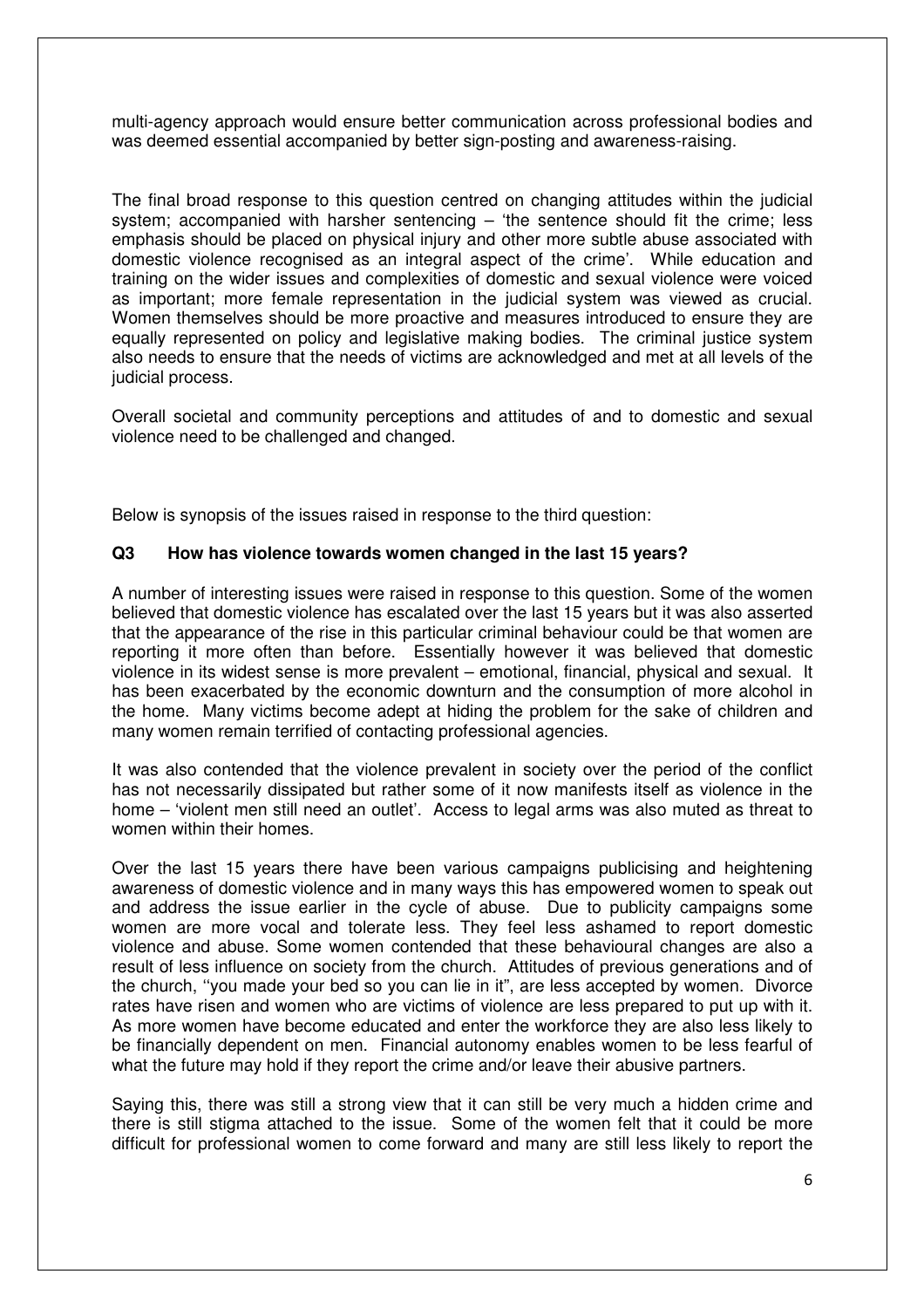multi-agency approach would ensure better communication across professional bodies and was deemed essential accompanied by better sign-posting and awareness-raising.

The final broad response to this question centred on changing attitudes within the judicial system; accompanied with harsher sentencing – 'the sentence should fit the crime; less emphasis should be placed on physical injury and other more subtle abuse associated with domestic violence recognised as an integral aspect of the crime'. While education and training on the wider issues and complexities of domestic and sexual violence were voiced as important; more female representation in the judicial system was viewed as crucial. Women themselves should be more proactive and measures introduced to ensure they are equally represented on policy and legislative making bodies. The criminal justice system also needs to ensure that the needs of victims are acknowledged and met at all levels of the judicial process.

Overall societal and community perceptions and attitudes of and to domestic and sexual violence need to be challenged and changed.

Below is synopsis of the issues raised in response to the third question:

**Q3 How has violence towards women changed in the last 15 years?**

A number of interesting issues were raised in response to this question. Some of the women believed that domestic violence has escalated over the last 15 years but it was also asserted that the appearance of the rise in this particular criminal behaviour could be that women are reporting it more often than before. Essentially however it was believed that domestic violence in its widest sense is more prevalent – emotional, financial, physical and sexual. It has been exacerbated by the economic downturn and the consumption of more alcohol in the home. Many victims become adept at hiding the problem for the sake of children and many women remain terrified of contacting professional agencies.

It was also contended that the violence prevalent in society over the period of the conflict has not necessarily dissipated but rather some of it now manifests itself as violence in the home – 'violent men still need an outlet'. Access to legal arms was also muted as threat to women within their homes.

Over the last 15 years there have been various campaigns publicising and heightening awareness of domestic violence and in many ways this has empowered women to speak out and address the issue earlier in the cycle of abuse. Due to publicity campaigns some women are more vocal and tolerate less. They feel less ashamed to report domestic violence and abuse. Some women contended that these behavioural changes are also a result of less influence on society from the church. Attitudes of previous generations and of the church, ''you made your bed so you can lie in it", are less accepted by women. Divorce rates have risen and women who are victims of violence are less prepared to put up with it. As more women have become educated and enter the workforce they are also less likely to be financially dependent on men. Financial autonomy enables women to be less fearful of what the future may hold if they report the crime and/or leave their abusive partners.

Saying this, there was still a strong view that it can still be very much a hidden crime and there is still stigma attached to the issue. Some of the women felt that it could be more difficult for professional women to come forward and many are still less likely to report the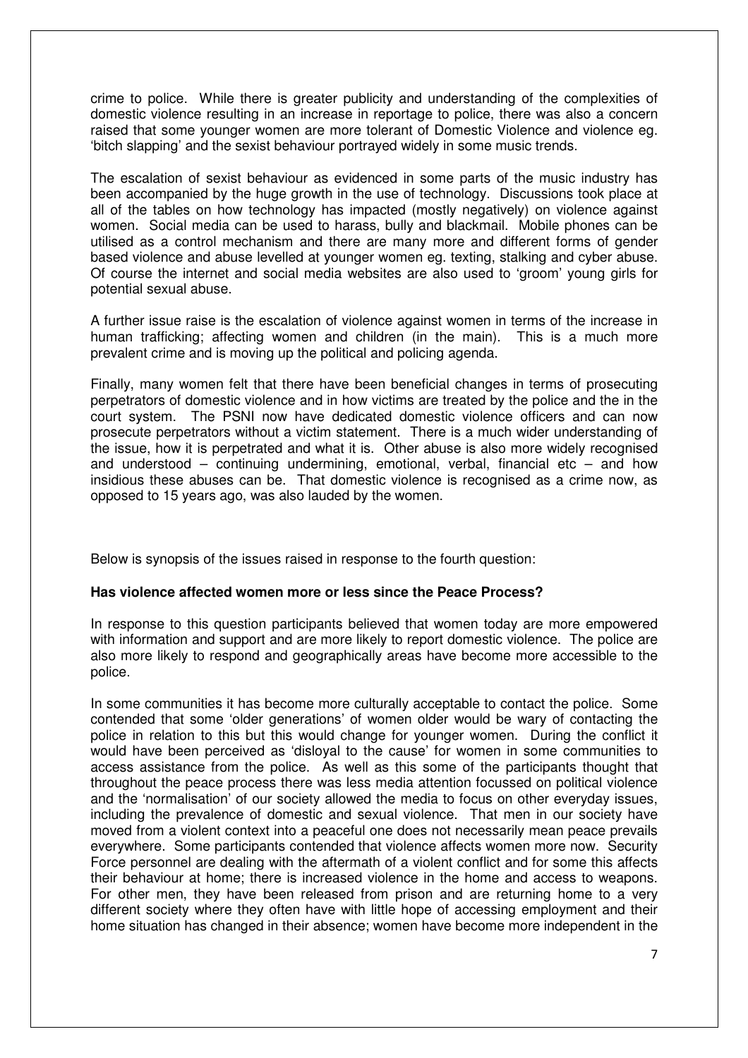crime to police. While there is greater publicity and understanding of the complexities of domestic violence resulting in an increase in reportage to police, there was also a concern raised that some younger women are more tolerant of Domestic Violence and violence eg. 'bitch slapping' and the sexist behaviour portrayed widely in some music trends.

The escalation of sexist behaviour as evidenced in some parts of the music industry has been accompanied by the huge growth in the use of technology. Discussions took place at all of the tables on how technology has impacted (mostly negatively) on violence against women. Social media can be used to harass, bully and blackmail. Mobile phones can be utilised as a control mechanism and there are many more and different forms of gender based violence and abuse levelled at younger women eg. texting, stalking and cyber abuse. Of course the internet and social media websites are also used to 'groom' young girls for potential sexual abuse.

A further issue raise is the escalation of violence against women in terms of the increase in human trafficking; affecting women and children (in the main). This is a much more prevalent crime and is moving up the political and policing agenda.

Finally, many women felt that there have been beneficial changes in terms of prosecuting perpetrators of domestic violence and in how victims are treated by the police and the in the court system. The PSNI now have dedicated domestic violence officers and can now prosecute perpetrators without a victim statement. There is a much wider understanding of the issue, how it is perpetrated and what it is. Other abuse is also more widely recognised and understood – continuing undermining, emotional, verbal, financial etc – and how insidious these abuses can be. That domestic violence is recognised as a crime now, as opposed to 15 years ago, was also lauded by the women.

Below is synopsis of the issues raised in response to the fourth question:

**Has violence affected women more or less since the Peace Process?**

In response to this question participants believed that women today are more empowered with information and support and are more likely to report domestic violence. The police are also more likely to respond and geographically areas have become more accessible to the police.

In some communities it has become more culturally acceptable to contact the police. Some contended that some 'older generations' of women older would be wary of contacting the police in relation to this but this would change for younger women. During the conflict it would have been perceived as 'disloyal to the cause' for women in some communities to access assistance from the police. As well as this some of the participants thought that throughout the peace process there was less media attention focussed on political violence and the 'normalisation' of our society allowed the media to focus on other everyday issues, including the prevalence of domestic and sexual violence. That men in our society have moved from a violent context into a peaceful one does not necessarily mean peace prevails everywhere. Some participants contended that violence affects women more now. Security Force personnel are dealing with the aftermath of a violent conflict and for some this affects their behaviour at home; there is increased violence in the home and access to weapons. For other men, they have been released from prison and are returning home to a very different society where they often have with little hope of accessing employment and their home situation has changed in their absence; women have become more independent in the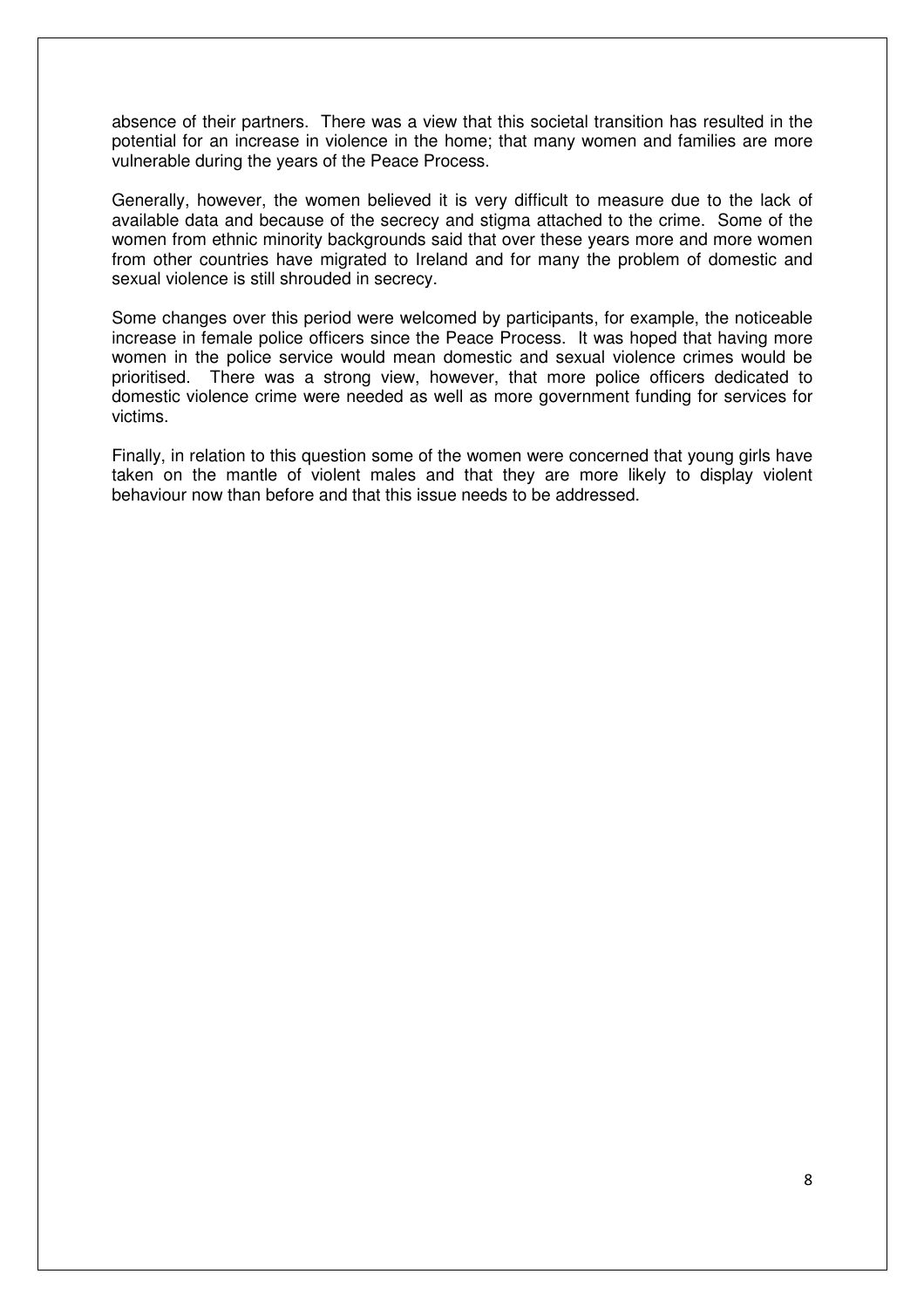absence of their partners. There was a view that this societal transition has resulted in the potential for an increase in violence in the home; that many women and families are more vulnerable during the years of the Peace Process.

Generally, however, the women believed it is very difficult to measure due to the lack of available data and because of the secrecy and stigma attached to the crime. Some of the women from ethnic minority backgrounds said that over these years more and more women from other countries have migrated to Ireland and for many the problem of domestic and sexual violence is still shrouded in secrecy.

Some changes over this period were welcomed by participants, for example, the noticeable increase in female police officers since the Peace Process. It was hoped that having more women in the police service would mean domestic and sexual violence crimes would be prioritised. There was a strong view, however, that more police officers dedicated to domestic violence crime were needed as well as more government funding for services for victims.

Finally, in relation to this question some of the women were concerned that young girls have taken on the mantle of violent males and that they are more likely to display violent behaviour now than before and that this issue needs to be addressed.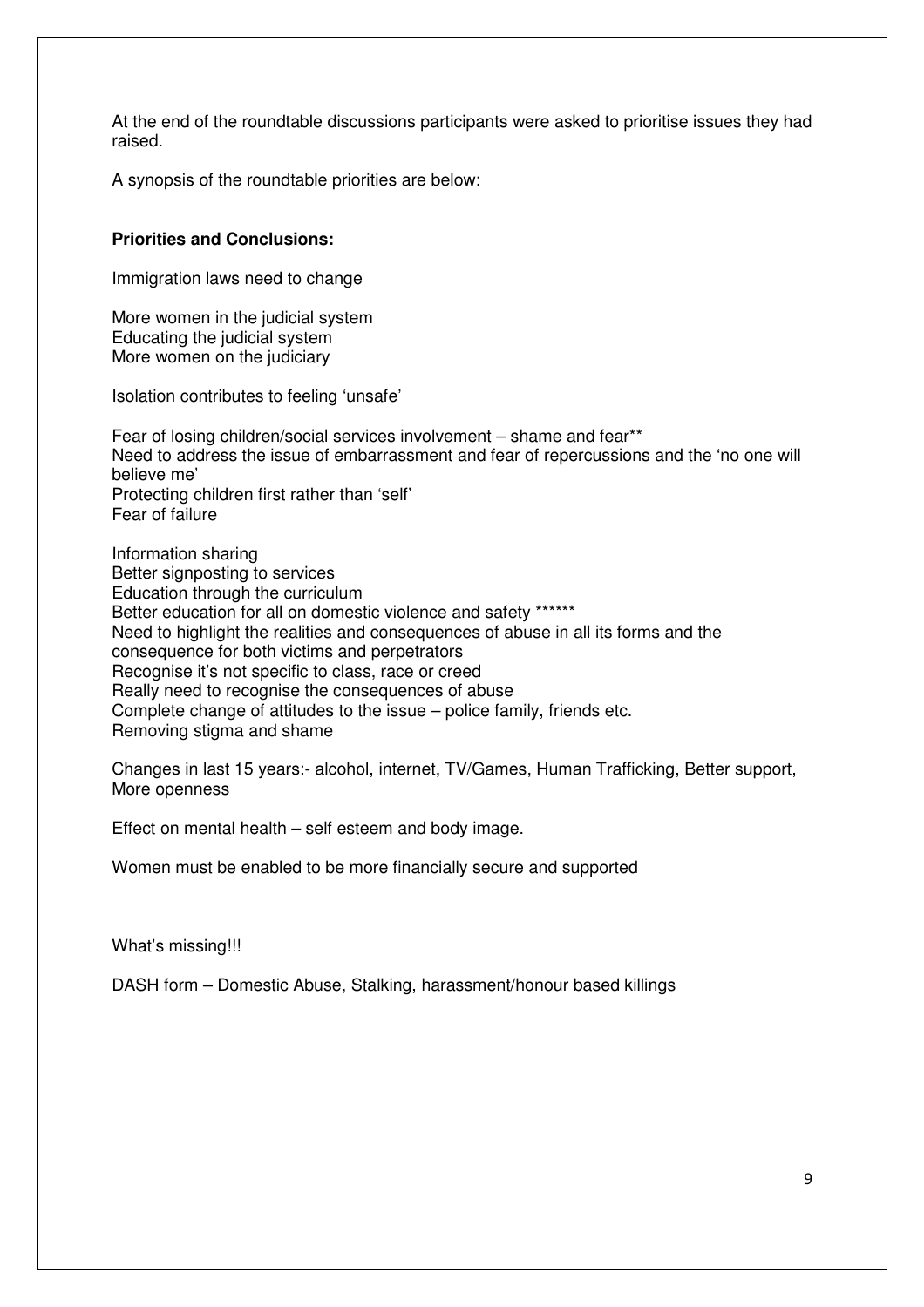At the end of the roundtable discussions participants were asked to prioritise issues they had raised.

A synopsis of the roundtable priorities are below:

**Priorities and Conclusions:**

Immigration laws need to change

More women in the judicial system
Educating the judicial system
More women on the judiciary

Isolation contributes to feeling 'unsafe'

Fear of losing children/social services involvement – shame and fear**
Need to address the issue of embarrassment and fear of repercussions and the 'no one will believe me'
Protecting children first rather than 'self'
Fear of failure

Information sharing
Better signposting to services
Education through the curriculum
Better education for all on domestic violence and safety ******
Need to highlight the realities and consequences of abuse in all its forms and the consequence for both victims and perpetrators
Recognise it's not specific to class, race or creed
Really need to recognise the consequences of abuse
Complete change of attitudes to the issue – police family, friends etc.
Removing stigma and shame

Changes in last 15 years:- alcohol, internet, TV/Games, Human Trafficking, Better support, More openness

Effect on mental health – self esteem and body image.

Women must be enabled to be more financially secure and supported

What's missing!!!

DASH form – Domestic Abuse, Stalking, harassment/honour based killings